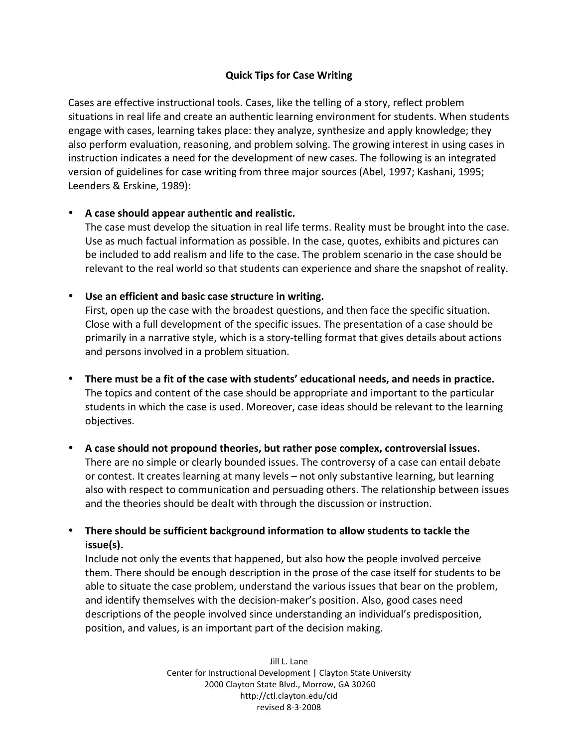# Quick Tips for Case Writing

Cases are effective instructional tools. Cases, like the telling of a story, reflect problem situations in real life and create an authentic learning environment for students. When students engage with cases, learning takes place: they analyze, synthesize and apply knowledge; they also perform evaluation, reasoning, and problem solving. The growing interest in using cases in instruction indicates a need for the development of new cases. The following is an integrated version of guidelines for case writing from three major sources (Abel, 1997; Kashani, 1995; Leenders & Erskine, 1989):

- **A case should appear authentic and realistic.**
  The case must develop the situation in real life terms. Reality must be brought into the case. Use as much factual information as possible. In the case, quotes, exhibits and pictures can be included to add realism and life to the case. The problem scenario in the case should be relevant to the real world so that students can experience and share the snapshot of reality.

- **Use an efficient and basic case structure in writing.**
  First, open up the case with the broadest questions, and then face the specific situation. Close with a full development of the specific issues. The presentation of a case should be primarily in a narrative style, which is a story-telling format that gives details about actions and persons involved in a problem situation.

- **There must be a fit of the case with students' educational needs, and needs in practice.**
  The topics and content of the case should be appropriate and important to the particular students in which the case is used. Moreover, case ideas should be relevant to the learning objectives.

- **A case should not propound theories, but rather pose complex, controversial issues.**
  There are no simple or clearly bounded issues. The controversy of a case can entail debate or contest. It creates learning at many levels – not only substantive learning, but learning also with respect to communication and persuading others. The relationship between issues and the theories should be dealt with through the discussion or instruction.

- **There should be sufficient background information to allow students to tackle the issue(s).**
  Include not only the events that happened, but also how the people involved perceive them. There should be enough description in the prose of the case itself for students to be able to situate the case problem, understand the various issues that bear on the problem, and identify themselves with the decision-maker's position. Also, good cases need descriptions of the people involved since understanding an individual's predisposition, position, and values, is an important part of the decision making.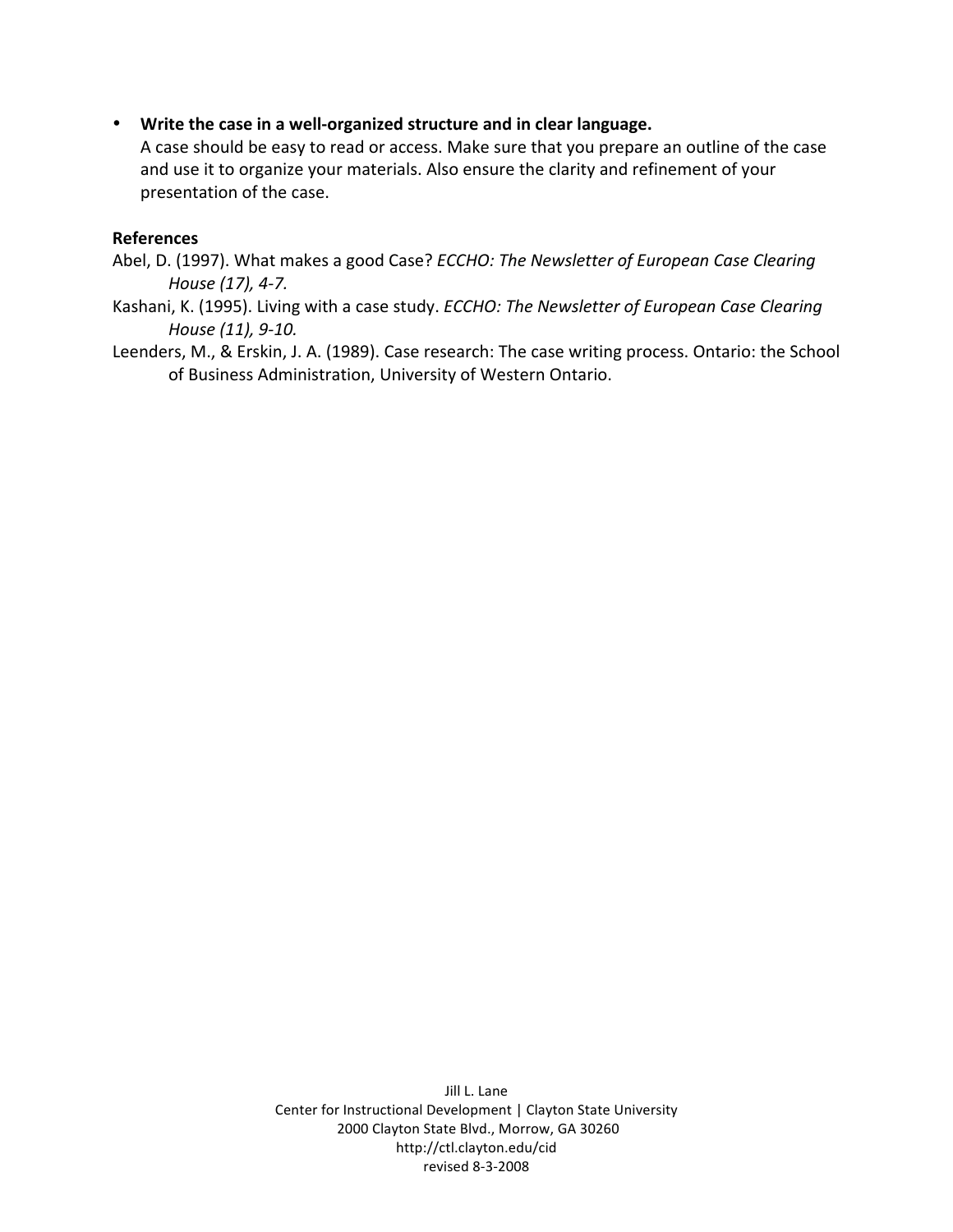- **Write the case in a well-organized structure and in clear language.**
  A case should be easy to read or access. Make sure that you prepare an outline of the case and use it to organize your materials. Also ensure the clarity and refinement of your presentation of the case.

**References**

Abel, D. (1997). What makes a good Case? *ECCHO: The Newsletter of European Case Clearing House (17), 4-7.*

Kashani, K. (1995). Living with a case study. *ECCHO: The Newsletter of European Case Clearing House (11), 9-10.*

Leenders, M., & Erskin, J. A. (1989). Case research: The case writing process. Ontario: the School of Business Administration, University of Western Ontario.

Jill L. Lane
Center for Instructional Development | Clayton State University
2000 Clayton State Blvd., Morrow, GA 30260
http://ctl.clayton.edu/cid
revised 8-3-2008